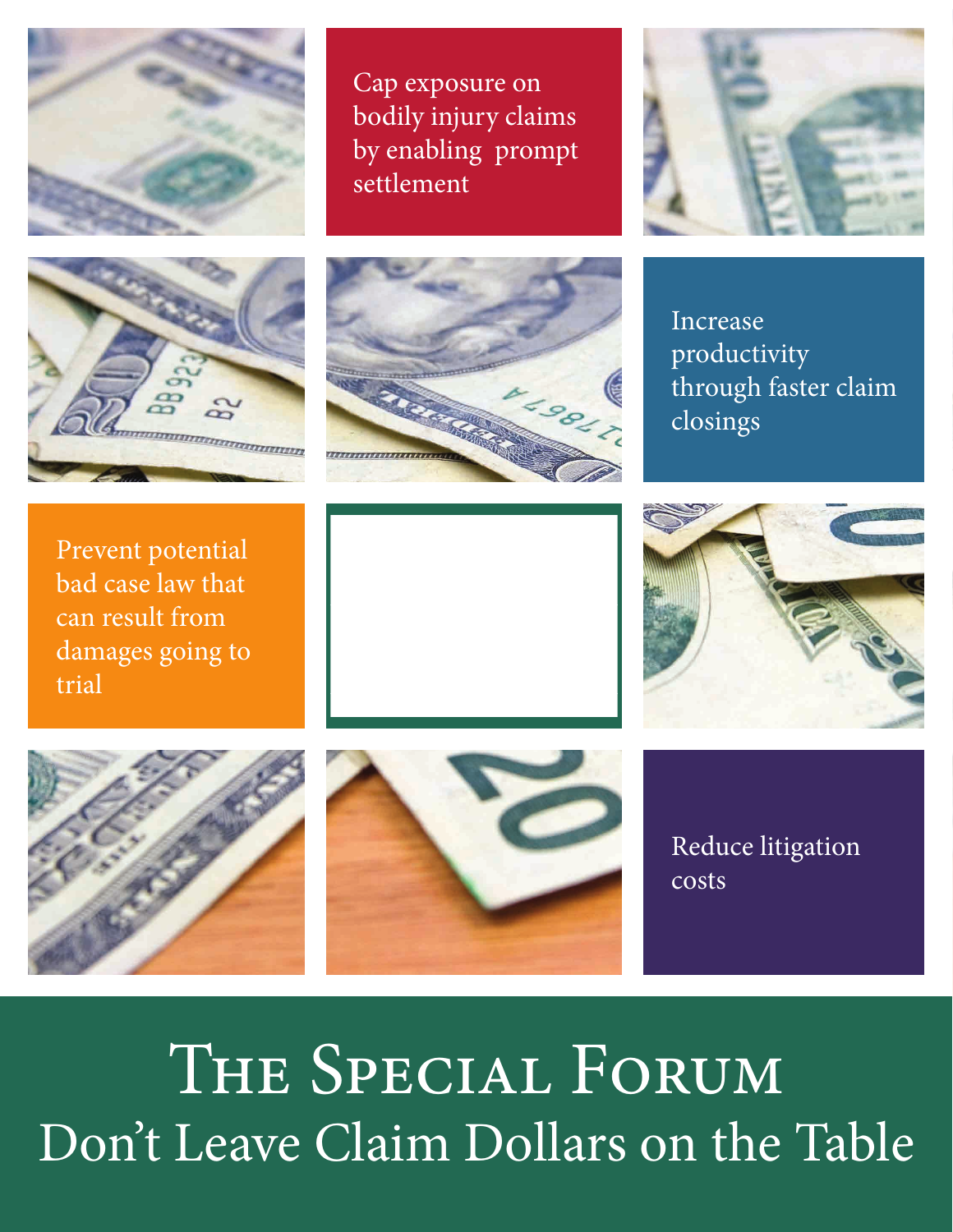Cap exposure on bodily injury claims by enabling prompt settlement

Increase productivity through faster claim closings

Prevent potential bad case law that can result from damages going to trial

Reduce litigation costs

# The Special Forum

## Don't Leave Claim Dollars on the Table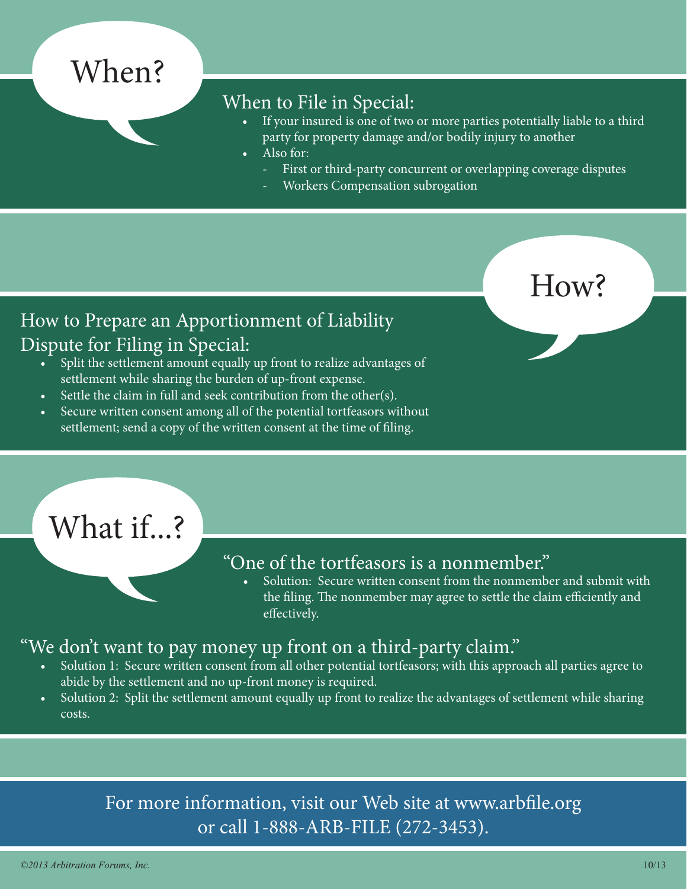## When?

### When to File in Special:

- If your insured is one of two or more parties potentially liable to a third party for property damage and/or bodily injury to another
- Also for:
  - First or third-party concurrent or overlapping coverage disputes
  - Workers Compensation subrogation

## How?

### How to Prepare an Apportionment of Liability Dispute for Filing in Special:

- Split the settlement amount equally up front to realize advantages of settlement while sharing the burden of up-front expense.
- Settle the claim in full and seek contribution from the other(s).
- Secure written consent among all of the potential tortfeasors without settlement; send a copy of the written consent at the time of filing.

## What if...?

### "One of the tortfeasors is a nonmember."

- Solution: Secure written consent from the nonmember and submit with the filing. The nonmember may agree to settle the claim efficiently and effectively.

### "We don't want to pay money up front on a third-party claim."

- Solution 1: Secure written consent from all other potential tortfeasors; with this approach all parties agree to abide by the settlement and no up-front money is required.
- Solution 2: Split the settlement amount equally up front to realize the advantages of settlement while sharing costs.

For more information, visit our Web site at www.arbfile.org or call 1-888-ARB-FILE (272-3453).

*©2013 Arbitration Forums, Inc.*

10/13